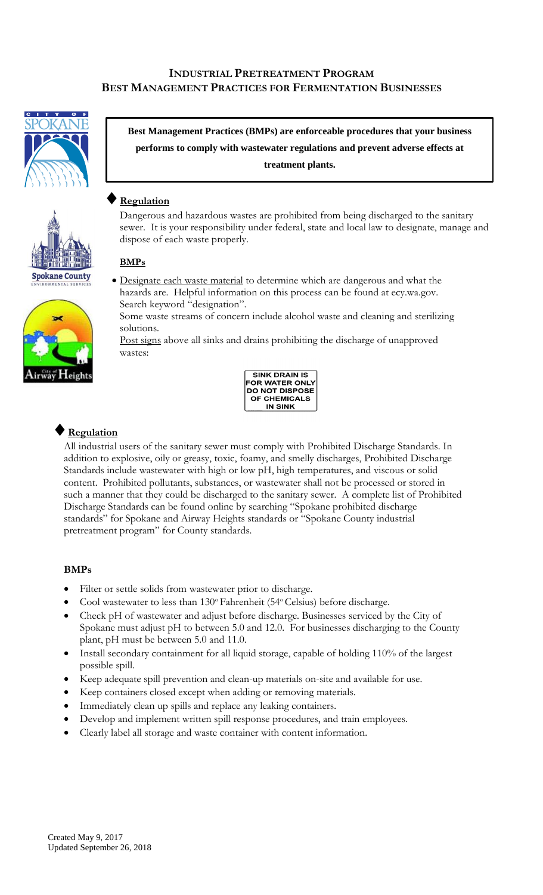# INDUSTRIAL PRETREATMENT PROGRAM
# BEST MANAGEMENT PRACTICES FOR FERMENTATION BUSINESSES

**Best Management Practices (BMPs) are enforceable procedures that your business performs to comply with wastewater regulations and prevent adverse effects at treatment plants.**

## ♦ Regulation

Dangerous and hazardous wastes are prohibited from being discharged to the sanitary sewer. It is your responsibility under federal, state and local law to designate, manage and dispose of each waste properly.

### BMPs

- Designate each waste material to determine which are dangerous and what the hazards are. Helpful information on this process can be found at ecy.wa.gov. Search keyword "designation".

  Some waste streams of concern include alcohol waste and cleaning and sterilizing solutions.

  Post signs above all sinks and drains prohibiting the discharge of unapproved wastes:

  **SINK DRAIN IS FOR WATER ONLY DO NOT DISPOSE OF CHEMICALS IN SINK**

## ♦ Regulation

All industrial users of the sanitary sewer must comply with Prohibited Discharge Standards. In addition to explosive, oily or greasy, toxic, foamy, and smelly discharges, Prohibited Discharge Standards include wastewater with high or low pH, high temperatures, and viscous or solid content. Prohibited pollutants, substances, or wastewater shall not be processed or stored in such a manner that they could be discharged to the sanitary sewer. A complete list of Prohibited Discharge Standards can be found online by searching "Spokane prohibited discharge standards" for Spokane and Airway Heights standards or "Spokane County industrial pretreatment program" for County standards.

### BMPs

- Filter or settle solids from wastewater prior to discharge.
- Cool wastewater to less than 130° Fahrenheit (54° Celsius) before discharge.
- Check pH of wastewater and adjust before discharge. Businesses serviced by the City of Spokane must adjust pH to between 5.0 and 12.0. For businesses discharging to the County plant, pH must be between 5.0 and 11.0.
- Install secondary containment for all liquid storage, capable of holding 110% of the largest possible spill.
- Keep adequate spill prevention and clean-up materials on-site and available for use.
- Keep containers closed except when adding or removing materials.
- Immediately clean up spills and replace any leaking containers.
- Develop and implement written spill response procedures, and train employees.
- Clearly label all storage and waste container with content information.

Created May 9, 2017
Updated September 26, 2018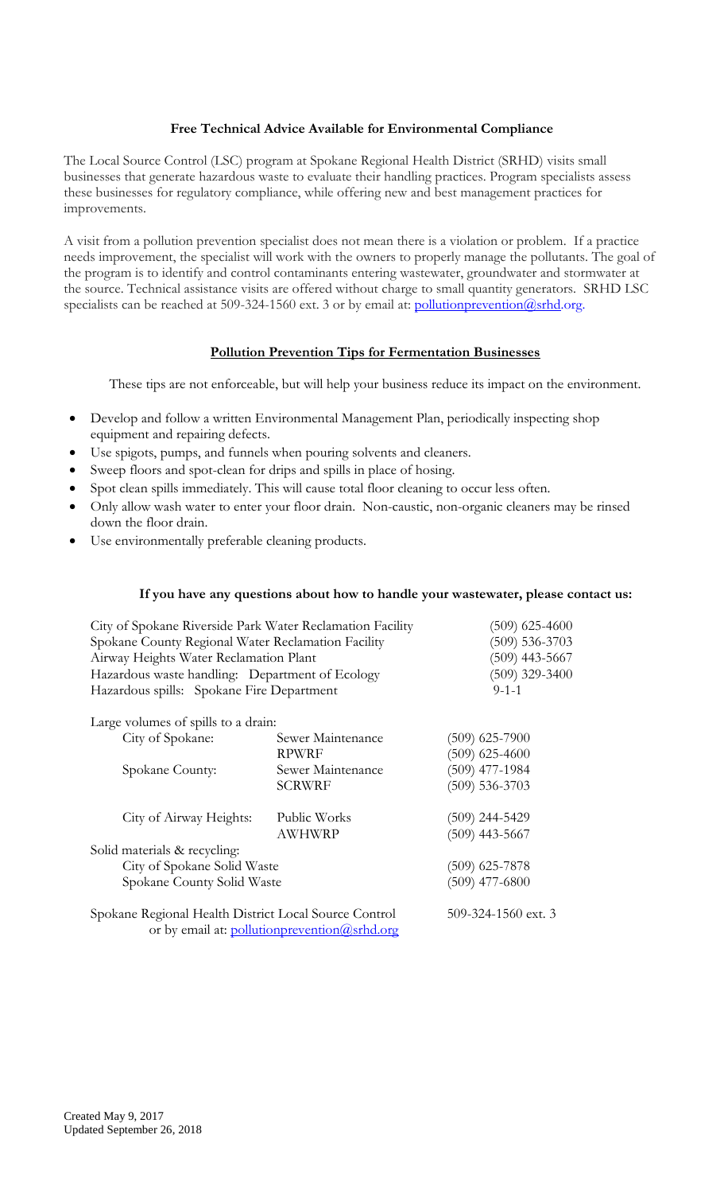**Free Technical Advice Available for Environmental Compliance**

The Local Source Control (LSC) program at Spokane Regional Health District (SRHD) visits small businesses that generate hazardous waste to evaluate their handling practices. Program specialists assess these businesses for regulatory compliance, while offering new and best management practices for improvements.

A visit from a pollution prevention specialist does not mean there is a violation or problem. If a practice needs improvement, the specialist will work with the owners to properly manage the pollutants. The goal of the program is to identify and control contaminants entering wastewater, groundwater and stormwater at the source. Technical assistance visits are offered without charge to small quantity generators. SRHD LSC specialists can be reached at 509-324-1560 ext. 3 or by email at: pollutionprevention@srhd.org.

## Pollution Prevention Tips for Fermentation Businesses

These tips are not enforceable, but will help your business reduce its impact on the environment.

- Develop and follow a written Environmental Management Plan, periodically inspecting shop equipment and repairing defects.
- Use spigots, pumps, and funnels when pouring solvents and cleaners.
- Sweep floors and spot-clean for drips and spills in place of hosing.
- Spot clean spills immediately. This will cause total floor cleaning to occur less often.
- Only allow wash water to enter your floor drain. Non-caustic, non-organic cleaners may be rinsed down the floor drain.
- Use environmentally preferable cleaning products.

**If you have any questions about how to handle your wastewater, please contact us:**

| | | |
|---|---|---|
| City of Spokane Riverside Park Water Reclamation Facility | | (509) 625-4600 |
| Spokane County Regional Water Reclamation Facility | | (509) 536-3703 |
| Airway Heights Water Reclamation Plant | | (509) 443-5667 |
| Hazardous waste handling: Department of Ecology | | (509) 329-3400 |
| Hazardous spills: Spokane Fire Department | | 9-1-1 |
| Large volumes of spills to a drain: | | |
| City of Spokane: | Sewer Maintenance | (509) 625-7900 |
| | RPWRF | (509) 625-4600 |
| Spokane County: | Sewer Maintenance | (509) 477-1984 |
| | SCRWRF | (509) 536-3703 |
| City of Airway Heights: | Public Works | (509) 244-5429 |
| | AWHWRP | (509) 443-5667 |
| Solid materials & recycling: | | |
| City of Spokane Solid Waste | | (509) 625-7878 |
| Spokane County Solid Waste | | (509) 477-6800 |
| Spokane Regional Health District Local Source Control or by email at: pollutionprevention@srhd.org | | 509-324-1560 ext. 3 |

Created May 9, 2017
Updated September 26, 2018